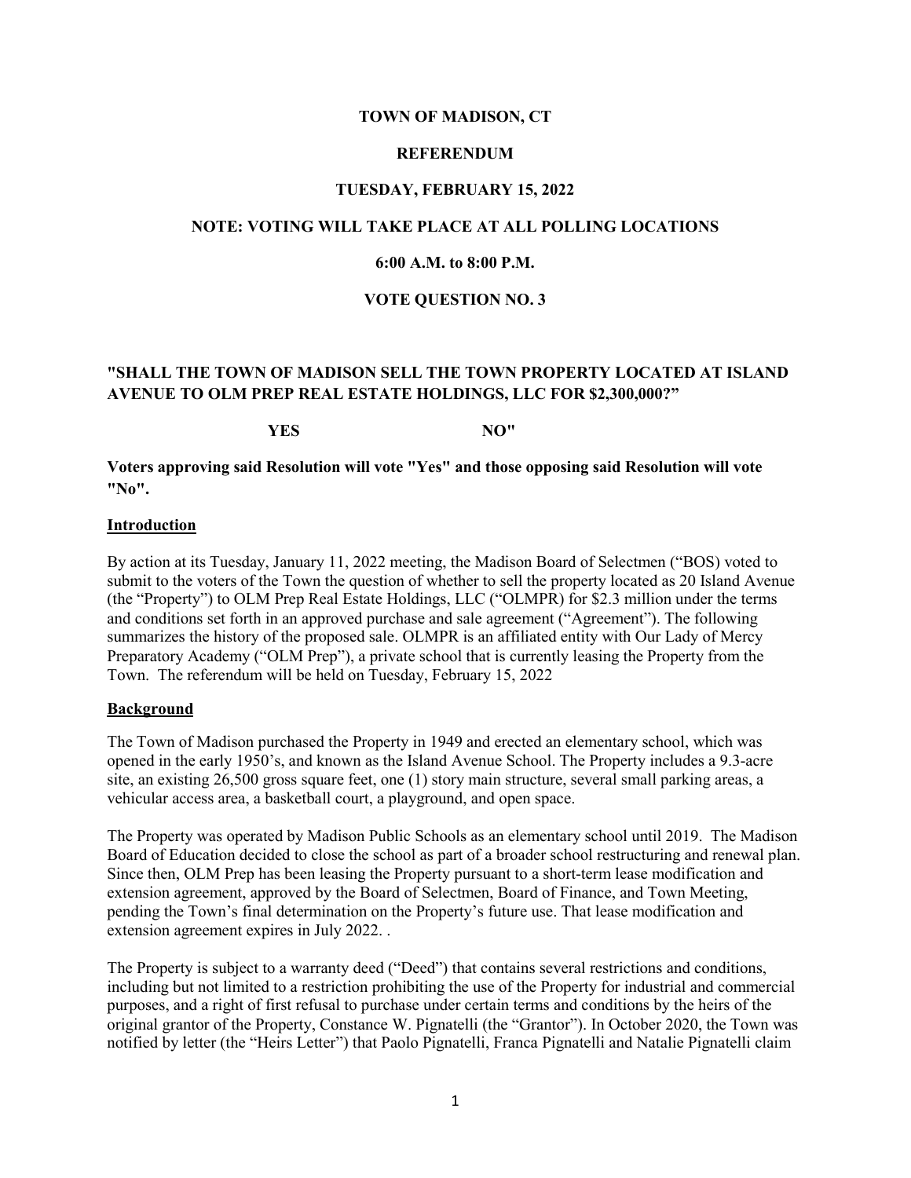**TOWN OF MADISON, CT**

**REFERENDUM**

**TUESDAY, FEBRUARY 15, 2022**

**NOTE: VOTING WILL TAKE PLACE AT ALL POLLING LOCATIONS**

**6:00 A.M. to 8:00 P.M.**

**VOTE QUESTION NO. 3**

**"SHALL THE TOWN OF MADISON SELL THE TOWN PROPERTY LOCATED AT ISLAND AVENUE TO OLM PREP REAL ESTATE HOLDINGS, LLC FOR $2,300,000?"**

**YES NO"**

**Voters approving said Resolution will vote "Yes" and those opposing said Resolution will vote "No".**

**<u>Introduction</u>**

By action at its Tuesday, January 11, 2022 meeting, the Madison Board of Selectmen ("BOS) voted to submit to the voters of the Town the question of whether to sell the property located as 20 Island Avenue (the "Property") to OLM Prep Real Estate Holdings, LLC ("OLMPR) for $2.3 million under the terms and conditions set forth in an approved purchase and sale agreement ("Agreement"). The following summarizes the history of the proposed sale. OLMPR is an affiliated entity with Our Lady of Mercy Preparatory Academy ("OLM Prep"), a private school that is currently leasing the Property from the Town. The referendum will be held on Tuesday, February 15, 2022

**<u>Background</u>**

The Town of Madison purchased the Property in 1949 and erected an elementary school, which was opened in the early 1950's, and known as the Island Avenue School. The Property includes a 9.3-acre site, an existing 26,500 gross square feet, one (1) story main structure, several small parking areas, a vehicular access area, a basketball court, a playground, and open space.

The Property was operated by Madison Public Schools as an elementary school until 2019. The Madison Board of Education decided to close the school as part of a broader school restructuring and renewal plan. Since then, OLM Prep has been leasing the Property pursuant to a short-term lease modification and extension agreement, approved by the Board of Selectmen, Board of Finance, and Town Meeting, pending the Town's final determination on the Property's future use. That lease modification and extension agreement expires in July 2022. .

The Property is subject to a warranty deed ("Deed") that contains several restrictions and conditions, including but not limited to a restriction prohibiting the use of the Property for industrial and commercial purposes, and a right of first refusal to purchase under certain terms and conditions by the heirs of the original grantor of the Property, Constance W. Pignatelli (the "Grantor"). In October 2020, the Town was notified by letter (the "Heirs Letter") that Paolo Pignatelli, Franca Pignatelli and Natalie Pignatelli claim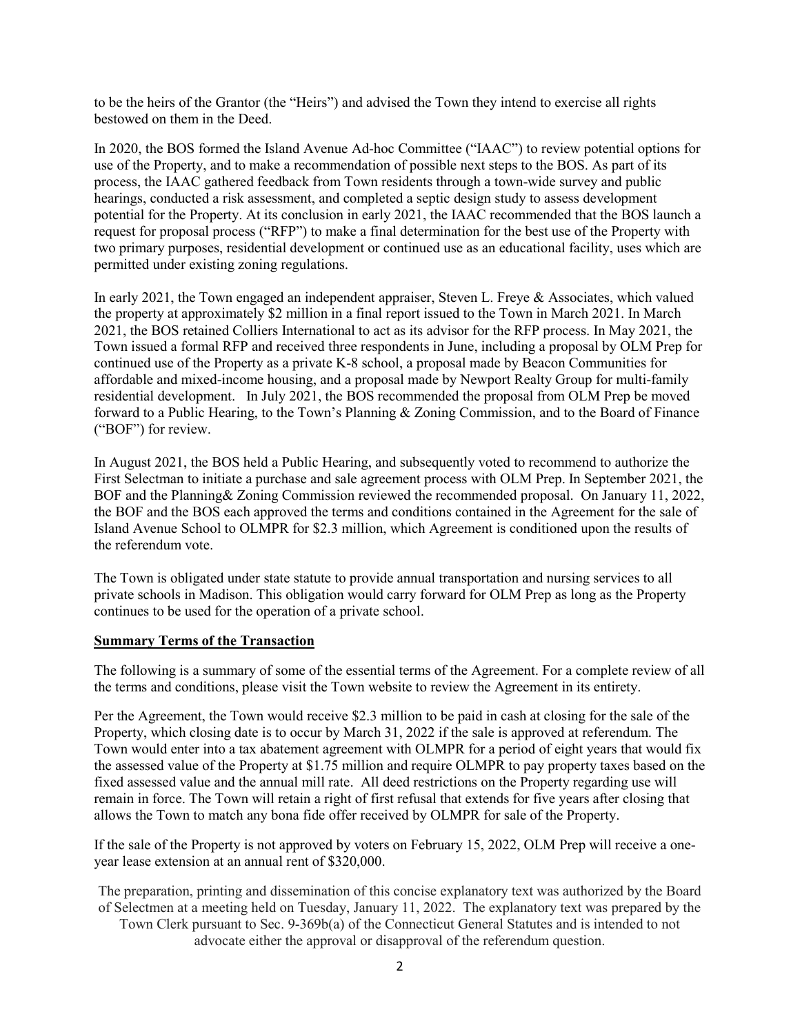to be the heirs of the Grantor (the "Heirs") and advised the Town they intend to exercise all rights bestowed on them in the Deed.

In 2020, the BOS formed the Island Avenue Ad-hoc Committee ("IAAC") to review potential options for use of the Property, and to make a recommendation of possible next steps to the BOS. As part of its process, the IAAC gathered feedback from Town residents through a town-wide survey and public hearings, conducted a risk assessment, and completed a septic design study to assess development potential for the Property. At its conclusion in early 2021, the IAAC recommended that the BOS launch a request for proposal process ("RFP") to make a final determination for the best use of the Property with two primary purposes, residential development or continued use as an educational facility, uses which are permitted under existing zoning regulations.

In early 2021, the Town engaged an independent appraiser, Steven L. Freye & Associates, which valued the property at approximately $2 million in a final report issued to the Town in March 2021. In March 2021, the BOS retained Colliers International to act as its advisor for the RFP process. In May 2021, the Town issued a formal RFP and received three respondents in June, including a proposal by OLM Prep for continued use of the Property as a private K-8 school, a proposal made by Beacon Communities for affordable and mixed-income housing, and a proposal made by Newport Realty Group for multi-family residential development. In July 2021, the BOS recommended the proposal from OLM Prep be moved forward to a Public Hearing, to the Town's Planning & Zoning Commission, and to the Board of Finance ("BOF") for review.

In August 2021, the BOS held a Public Hearing, and subsequently voted to recommend to authorize the First Selectman to initiate a purchase and sale agreement process with OLM Prep. In September 2021, the BOF and the Planning& Zoning Commission reviewed the recommended proposal. On January 11, 2022, the BOF and the BOS each approved the terms and conditions contained in the Agreement for the sale of Island Avenue School to OLMPR for $2.3 million, which Agreement is conditioned upon the results of the referendum vote.

The Town is obligated under state statute to provide annual transportation and nursing services to all private schools in Madison. This obligation would carry forward for OLM Prep as long as the Property continues to be used for the operation of a private school.

## Summary Terms of the Transaction

The following is a summary of some of the essential terms of the Agreement. For a complete review of all the terms and conditions, please visit the Town website to review the Agreement in its entirety.

Per the Agreement, the Town would receive $2.3 million to be paid in cash at closing for the sale of the Property, which closing date is to occur by March 31, 2022 if the sale is approved at referendum. The Town would enter into a tax abatement agreement with OLMPR for a period of eight years that would fix the assessed value of the Property at $1.75 million and require OLMPR to pay property taxes based on the fixed assessed value and the annual mill rate. All deed restrictions on the Property regarding use will remain in force. The Town will retain a right of first refusal that extends for five years after closing that allows the Town to match any bona fide offer received by OLMPR for sale of the Property.

If the sale of the Property is not approved by voters on February 15, 2022, OLM Prep will receive a one-year lease extension at an annual rent of $320,000.

The preparation, printing and dissemination of this concise explanatory text was authorized by the Board of Selectmen at a meeting held on Tuesday, January 11, 2022. The explanatory text was prepared by the Town Clerk pursuant to Sec. 9-369b(a) of the Connecticut General Statutes and is intended to not advocate either the approval or disapproval of the referendum question.